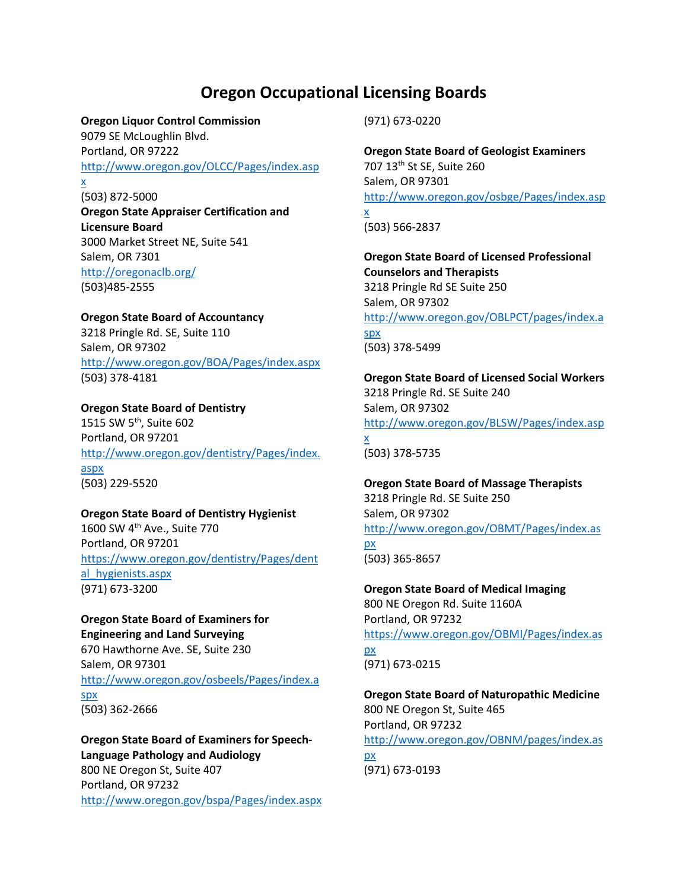# Oregon Occupational Licensing Boards

**Oregon Liquor Control Commission**
9079 SE McLoughlin Blvd.
Portland, OR 97222
http://www.oregon.gov/OLCC/Pages/index.aspx
(503) 872-5000

**Oregon State Appraiser Certification and Licensure Board**
3000 Market Street NE, Suite 541
Salem, OR 7301
http://oregonaclb.org/
(503)485-2555

**Oregon State Board of Accountancy**
3218 Pringle Rd. SE, Suite 110
Salem, OR 97302
http://www.oregon.gov/BOA/Pages/index.aspx
(503) 378-4181

**Oregon State Board of Dentistry**
1515 SW 5th, Suite 602
Portland, OR 97201
http://www.oregon.gov/dentistry/Pages/index.aspx
(503) 229-5520

**Oregon State Board of Dentistry Hygienist**
1600 SW 4th Ave., Suite 770
Portland, OR 97201
https://www.oregon.gov/dentistry/Pages/dental_hygienists.aspx
(971) 673-3200

**Oregon State Board of Examiners for Engineering and Land Surveying**
670 Hawthorne Ave. SE, Suite 230
Salem, OR 97301
http://www.oregon.gov/osbeels/Pages/index.aspx
(503) 362-2666

**Oregon State Board of Examiners for Speech-Language Pathology and Audiology**
800 NE Oregon St, Suite 407
Portland, OR 97232
http://www.oregon.gov/bspa/Pages/index.aspx
(971) 673-0220

**Oregon State Board of Geologist Examiners**
707 13th St SE, Suite 260
Salem, OR 97301
http://www.oregon.gov/osbge/Pages/index.aspx
(503) 566-2837

**Oregon State Board of Licensed Professional Counselors and Therapists**
3218 Pringle Rd SE Suite 250
Salem, OR 97302
http://www.oregon.gov/OBLPCT/pages/index.aspx
(503) 378-5499

**Oregon State Board of Licensed Social Workers**
3218 Pringle Rd. SE Suite 240
Salem, OR 97302
http://www.oregon.gov/BLSW/Pages/index.aspx
(503) 378-5735

**Oregon State Board of Massage Therapists**
3218 Pringle Rd. SE Suite 250
Salem, OR 97302
http://www.oregon.gov/OBMT/Pages/index.aspx
(503) 365-8657

**Oregon State Board of Medical Imaging**
800 NE Oregon Rd. Suite 1160A
Portland, OR 97232
https://www.oregon.gov/OBMI/Pages/index.aspx
(971) 673-0215

**Oregon State Board of Naturopathic Medicine**
800 NE Oregon St, Suite 465
Portland, OR 97232
http://www.oregon.gov/OBNM/pages/index.aspx
(971) 673-0193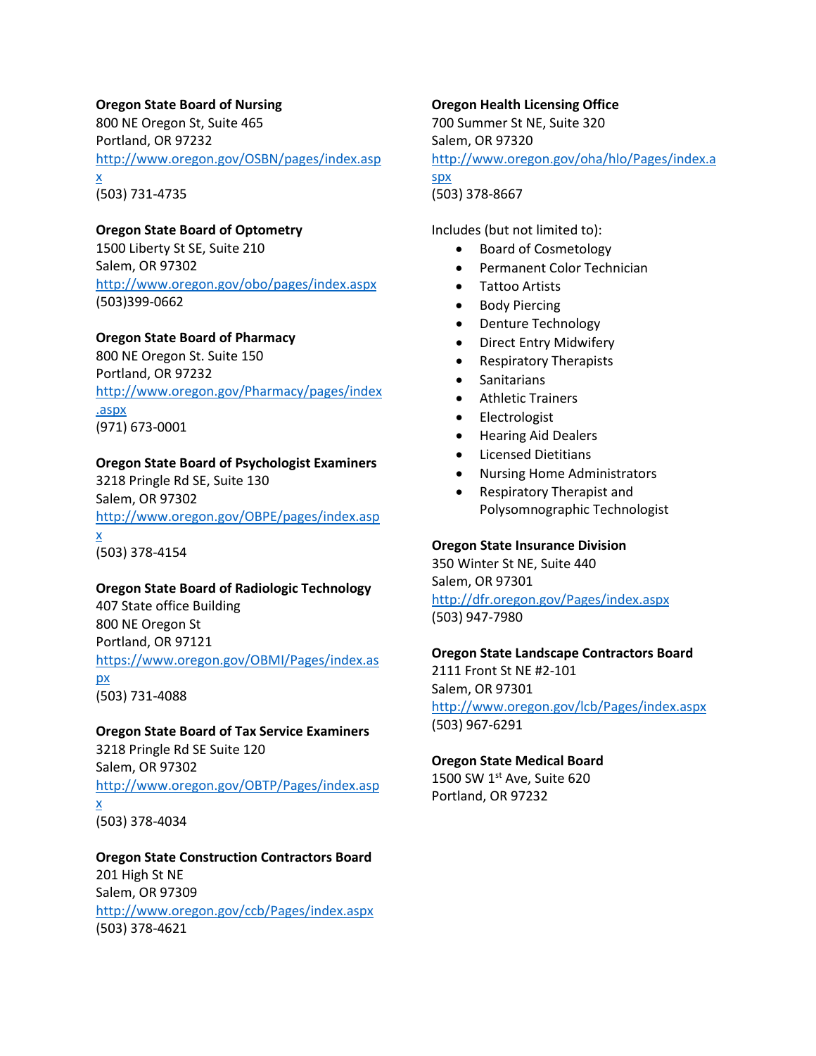**Oregon State Board of Nursing**
800 NE Oregon St, Suite 465
Portland, OR 97232
http://www.oregon.gov/OSBN/pages/index.aspx
(503) 731-4735

**Oregon State Board of Optometry**
1500 Liberty St SE, Suite 210
Salem, OR 97302
http://www.oregon.gov/obo/pages/index.aspx
(503)399-0662

**Oregon State Board of Pharmacy**
800 NE Oregon St. Suite 150
Portland, OR 97232
http://www.oregon.gov/Pharmacy/pages/index.aspx
(971) 673-0001

**Oregon State Board of Psychologist Examiners**
3218 Pringle Rd SE, Suite 130
Salem, OR 97302
http://www.oregon.gov/OBPE/pages/index.aspx
(503) 378-4154

**Oregon State Board of Radiologic Technology**
407 State office Building
800 NE Oregon St
Portland, OR 97121
https://www.oregon.gov/OBMI/Pages/index.aspx
(503) 731-4088

**Oregon State Board of Tax Service Examiners**
3218 Pringle Rd SE Suite 120
Salem, OR 97302
http://www.oregon.gov/OBTP/Pages/index.aspx
(503) 378-4034

**Oregon State Construction Contractors Board**
201 High St NE
Salem, OR 97309
http://www.oregon.gov/ccb/Pages/index.aspx
(503) 378-4621

**Oregon Health Licensing Office**
700 Summer St NE, Suite 320
Salem, OR 97320
http://www.oregon.gov/oha/hlo/Pages/index.aspx
(503) 378-8667

Includes (but not limited to):

- Board of Cosmetology
- Permanent Color Technician
- Tattoo Artists
- Body Piercing
- Denture Technology
- Direct Entry Midwifery
- Respiratory Therapists
- Sanitarians
- Athletic Trainers
- Electrologist
- Hearing Aid Dealers
- Licensed Dietitians
- Nursing Home Administrators
- Respiratory Therapist and Polysomnographic Technologist

**Oregon State Insurance Division**
350 Winter St NE, Suite 440
Salem, OR 97301
http://dfr.oregon.gov/Pages/index.aspx
(503) 947-7980

**Oregon State Landscape Contractors Board**
2111 Front St NE #2-101
Salem, OR 97301
http://www.oregon.gov/lcb/Pages/index.aspx
(503) 967-6291

**Oregon State Medical Board**
1500 SW 1st Ave, Suite 620
Portland, OR 97232